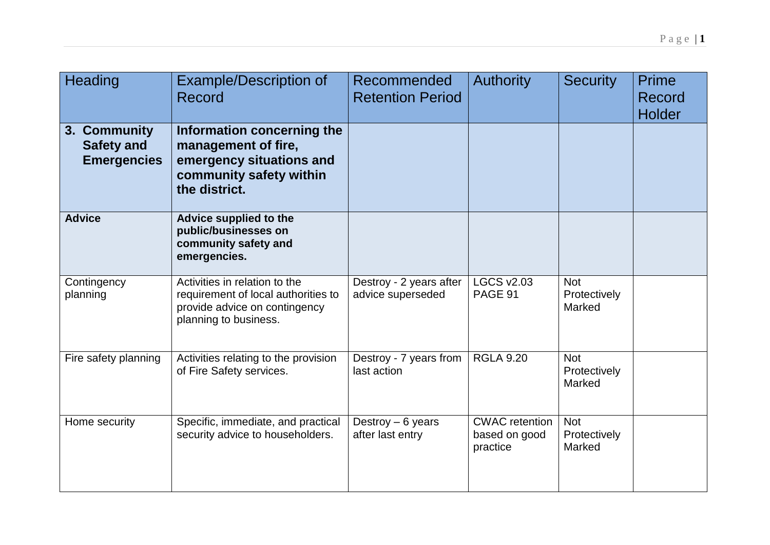| Heading | Example/Description of Record | Recommended Retention Period | Authority | Security | Prime Record Holder |
|---|---|---|---|---|---|
| **3. Community Safety and Emergencies** | **Information concerning the management of fire, emergency situations and community safety within the district.** | | | | |
| **Advice** | **Advice supplied to the public/businesses on community safety and emergencies.** | | | | |
| Contingency planning | Activities in relation to the requirement of local authorities to provide advice on contingency planning to business. | Destroy - 2 years after advice superseded | LGCS v2.03 PAGE 91 | Not Protectively Marked | |
| Fire safety planning | Activities relating to the provision of Fire Safety services. | Destroy - 7 years from last action | RGLA 9.20 | Not Protectively Marked | |
| Home security | Specific, immediate, and practical security advice to householders. | Destroy – 6 years after last entry | CWAC retention based on good practice | Not Protectively Marked | |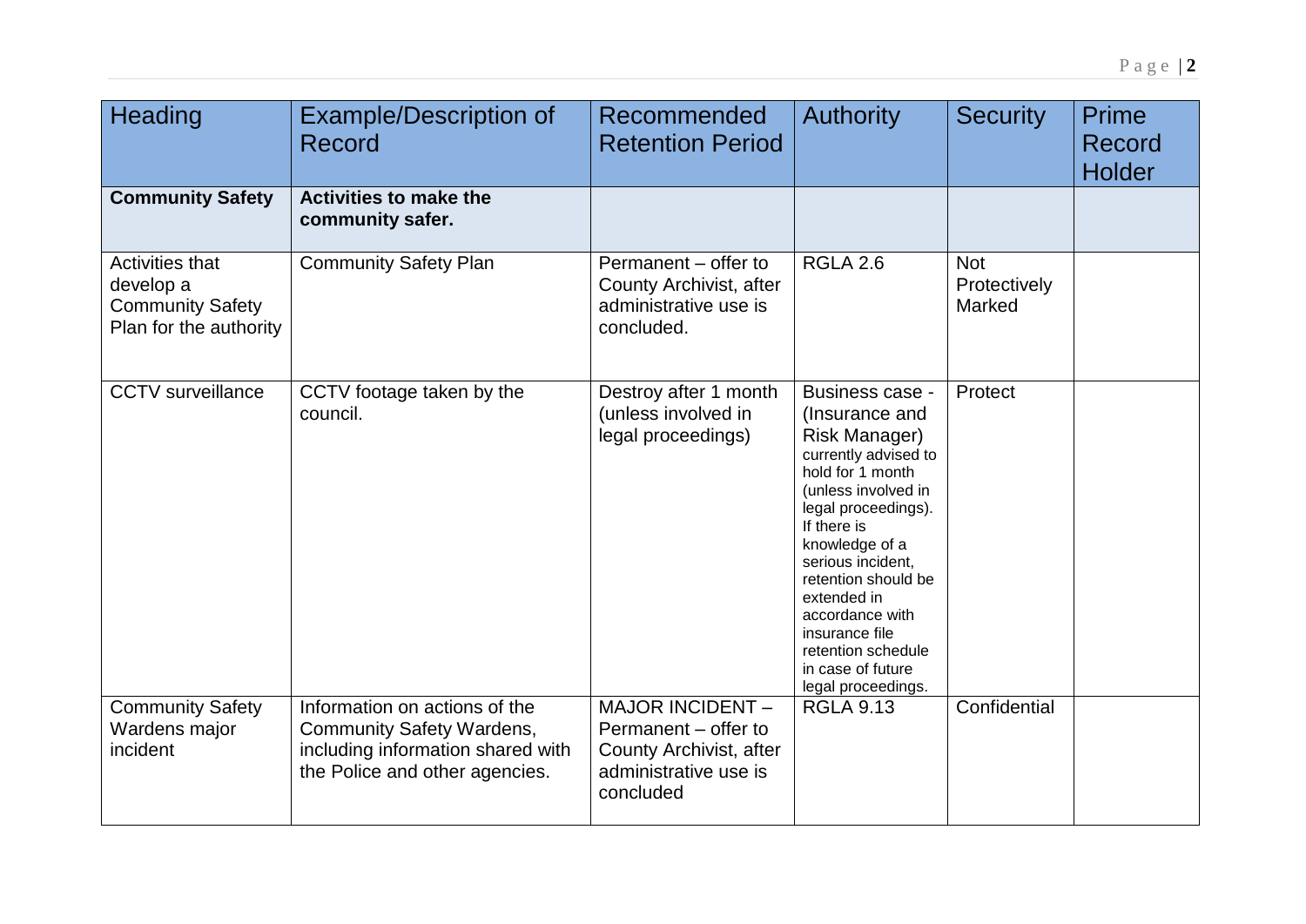| Heading | Example/Description of Record | Recommended Retention Period | Authority | Security | Prime Record Holder |
|---|---|---|---|---|---|
| **Community Safety** | **Activities to make the community safer.** | | | | |
| Activities that develop a Community Safety Plan for the authority | Community Safety Plan | Permanent – offer to County Archivist, after administrative use is concluded. | RGLA 2.6 | Not Protectively Marked | |
| CCTV surveillance | CCTV footage taken by the council. | Destroy after 1 month (unless involved in legal proceedings) | Business case - (Insurance and Risk Manager) currently advised to hold for 1 month (unless involved in legal proceedings). If there is knowledge of a serious incident, retention should be extended in accordance with insurance file retention schedule in case of future legal proceedings. | Protect | |
| Community Safety Wardens major incident | Information on actions of the Community Safety Wardens, including information shared with the Police and other agencies. | MAJOR INCIDENT – Permanent – offer to County Archivist, after administrative use is concluded | RGLA 9.13 | Confidential | |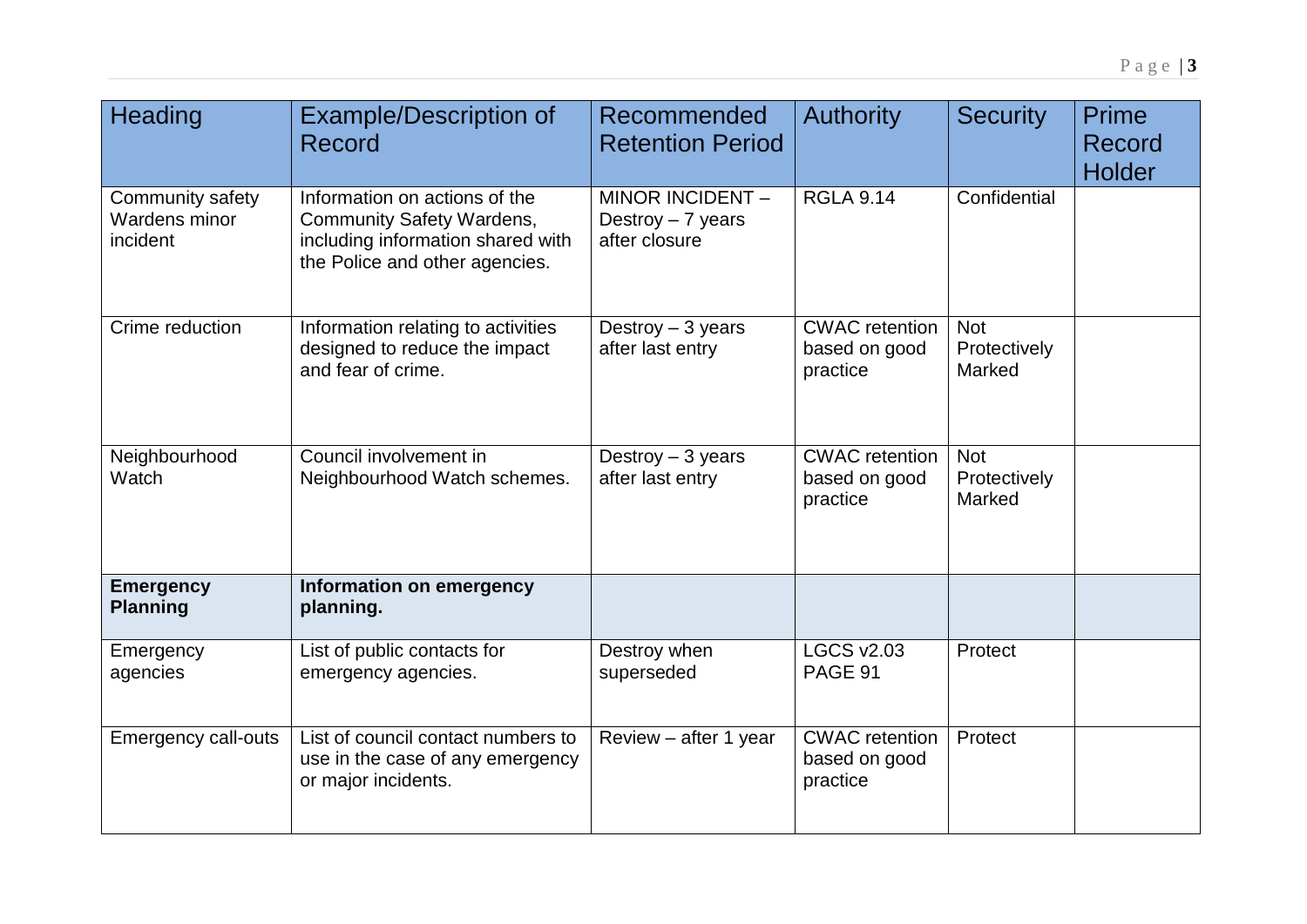| Heading | Example/Description of Record | Recommended Retention Period | Authority | Security | Prime Record Holder |
|---|---|---|---|---|---|
| Community safety Wardens minor incident | Information on actions of the Community Safety Wardens, including information shared with the Police and other agencies. | MINOR INCIDENT – Destroy – 7 years after closure | RGLA 9.14 | Confidential | |
| Crime reduction | Information relating to activities designed to reduce the impact and fear of crime. | Destroy – 3 years after last entry | CWAC retention based on good practice | Not Protectively Marked | |
| Neighbourhood Watch | Council involvement in Neighbourhood Watch schemes. | Destroy – 3 years after last entry | CWAC retention based on good practice | Not Protectively Marked | |
| **Emergency Planning** | **Information on emergency planning.** | | | | |
| Emergency agencies | List of public contacts for emergency agencies. | Destroy when superseded | LGCS v2.03 PAGE 91 | Protect | |
| Emergency call-outs | List of council contact numbers to use in the case of any emergency or major incidents. | Review – after 1 year | CWAC retention based on good practice | Protect | |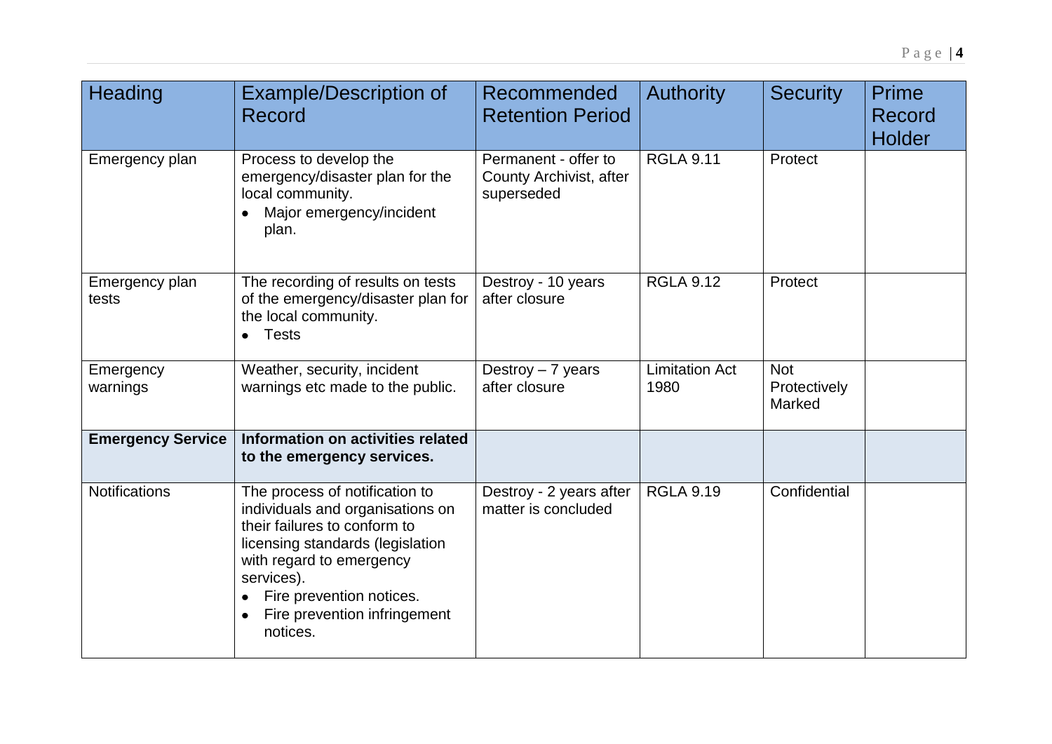| Heading | Example/Description of Record | Recommended Retention Period | Authority | Security | Prime Record Holder |
|---|---|---|---|---|---|
| Emergency plan | Process to develop the emergency/disaster plan for the local community. • Major emergency/incident plan. | Permanent - offer to County Archivist, after superseded | RGLA 9.11 | Protect | |
| Emergency plan tests | The recording of results on tests of the emergency/disaster plan for the local community. • Tests | Destroy - 10 years after closure | RGLA 9.12 | Protect | |
| Emergency warnings | Weather, security, incident warnings etc made to the public. | Destroy – 7 years after closure | Limitation Act 1980 | Not Protectively Marked | |
| **Emergency Service** | **Information on activities related to the emergency services.** | | | | |
| Notifications | The process of notification to individuals and organisations on their failures to conform to licensing standards (legislation with regard to emergency services). • Fire prevention notices. • Fire prevention infringement notices. | Destroy - 2 years after matter is concluded | RGLA 9.19 | Confidential | |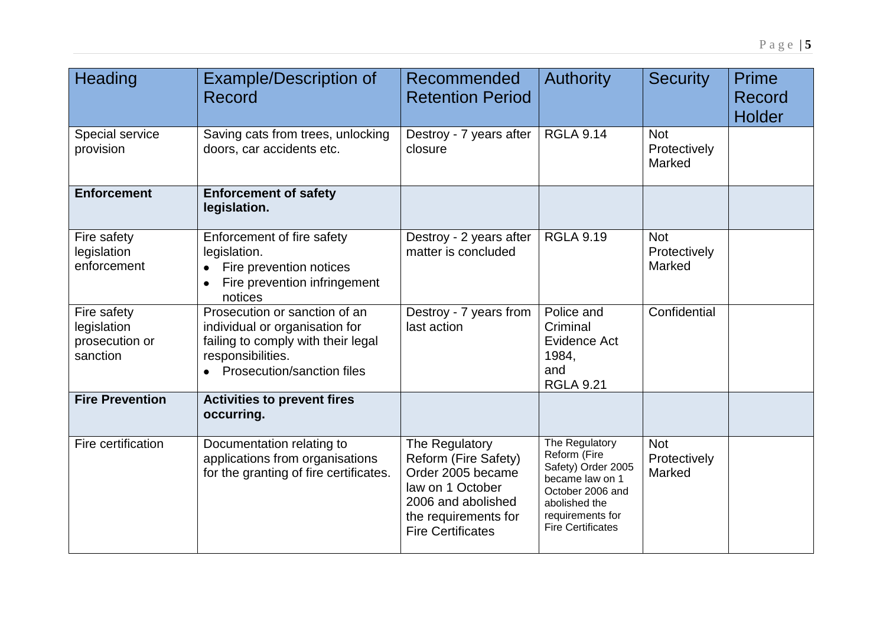| Heading | Example/Description of Record | Recommended Retention Period | Authority | Security | Prime Record Holder |
|---|---|---|---|---|---|
| Special service provision | Saving cats from trees, unlocking doors, car accidents etc. | Destroy - 7 years after closure | RGLA 9.14 | Not Protectively Marked | |
| **Enforcement** | **Enforcement of safety legislation.** | | | | |
| Fire safety legislation enforcement | Enforcement of fire safety legislation.<br>• Fire prevention notices<br>• Fire prevention infringement notices | Destroy - 2 years after matter is concluded | RGLA 9.19 | Not Protectively Marked | |
| Fire safety legislation prosecution or sanction | Prosecution or sanction of an individual or organisation for failing to comply with their legal responsibilities.<br>• Prosecution/sanction files | Destroy - 7 years from last action | Police and Criminal Evidence Act 1984, and RGLA 9.21 | Confidential | |
| **Fire Prevention** | **Activities to prevent fires occurring.** | | | | |
| Fire certification | Documentation relating to applications from organisations for the granting of fire certificates. | The Regulatory Reform (Fire Safety) Order 2005 became law on 1 October 2006 and abolished the requirements for Fire Certificates | The Regulatory Reform (Fire Safety) Order 2005 became law on 1 October 2006 and abolished the requirements for Fire Certificates | Not Protectively Marked | |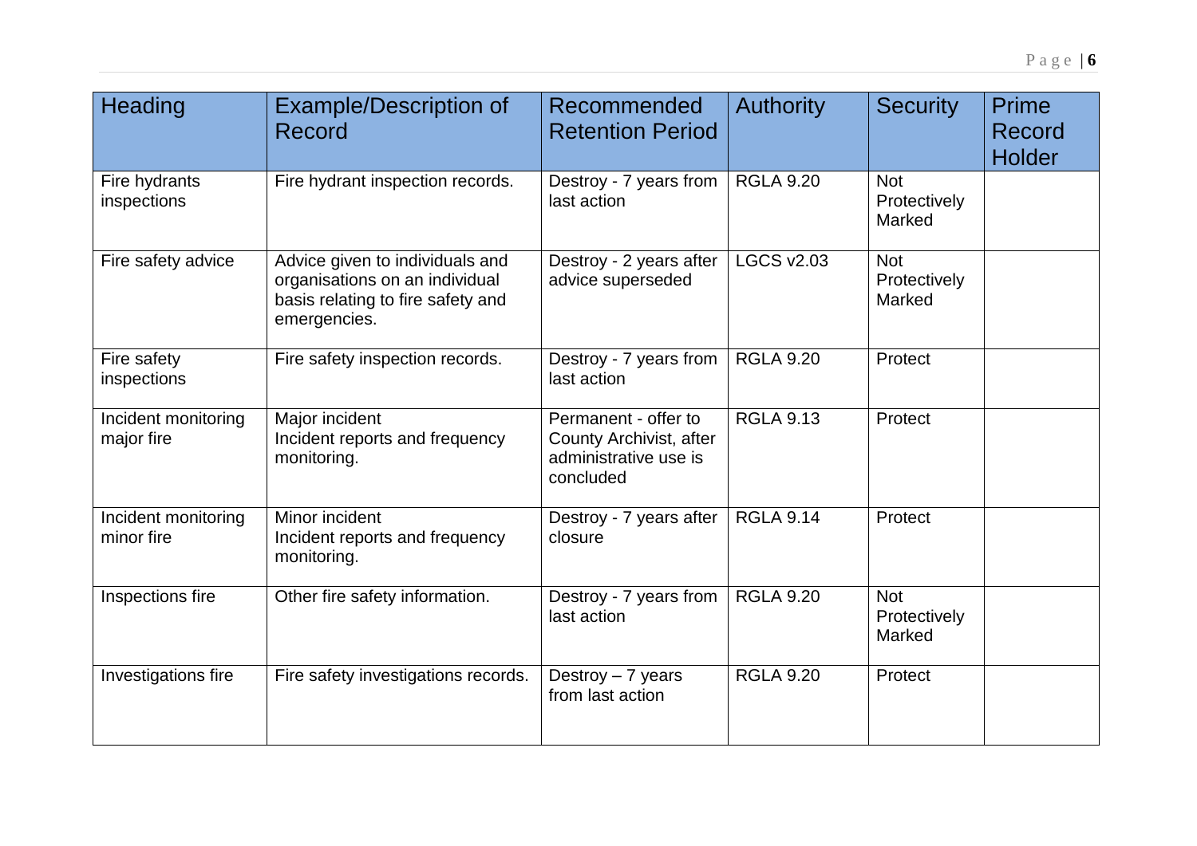| Heading | Example/Description of Record | Recommended Retention Period | Authority | Security | Prime Record Holder |
|---|---|---|---|---|---|
| Fire hydrants inspections | Fire hydrant inspection records. | Destroy - 7 years from last action | RGLA 9.20 | Not Protectively Marked | |
| Fire safety advice | Advice given to individuals and organisations on an individual basis relating to fire safety and emergencies. | Destroy - 2 years after advice superseded | LGCS v2.03 | Not Protectively Marked | |
| Fire safety inspections | Fire safety inspection records. | Destroy - 7 years from last action | RGLA 9.20 | Protect | |
| Incident monitoring major fire | Major incident<br>Incident reports and frequency monitoring. | Permanent - offer to County Archivist, after administrative use is concluded | RGLA 9.13 | Protect | |
| Incident monitoring minor fire | Minor incident<br>Incident reports and frequency monitoring. | Destroy - 7 years after closure | RGLA 9.14 | Protect | |
| Inspections fire | Other fire safety information. | Destroy - 7 years from last action | RGLA 9.20 | Not Protectively Marked | |
| Investigations fire | Fire safety investigations records. | Destroy – 7 years from last action | RGLA 9.20 | Protect | |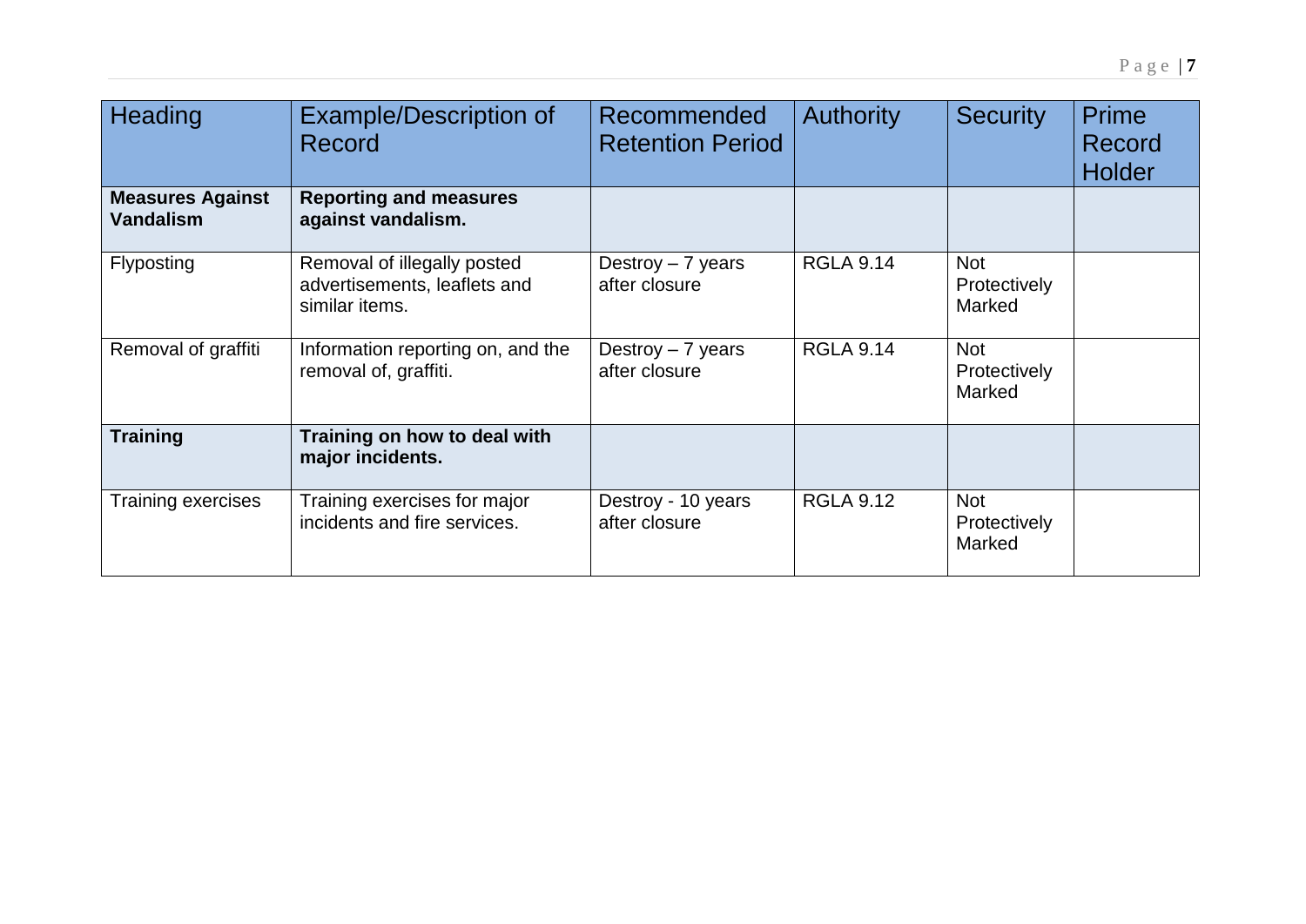| Heading | Example/Description of Record | Recommended Retention Period | Authority | Security | Prime Record Holder |
|---|---|---|---|---|---|
| **Measures Against Vandalism** | **Reporting and measures against vandalism.** | | | | |
| Flyposting | Removal of illegally posted advertisements, leaflets and similar items. | Destroy – 7 years after closure | RGLA 9.14 | Not Protectively Marked | |
| Removal of graffiti | Information reporting on, and the removal of, graffiti. | Destroy – 7 years after closure | RGLA 9.14 | Not Protectively Marked | |
| **Training** | **Training on how to deal with major incidents.** | | | | |
| Training exercises | Training exercises for major incidents and fire services. | Destroy - 10 years after closure | RGLA 9.12 | Not Protectively Marked | |